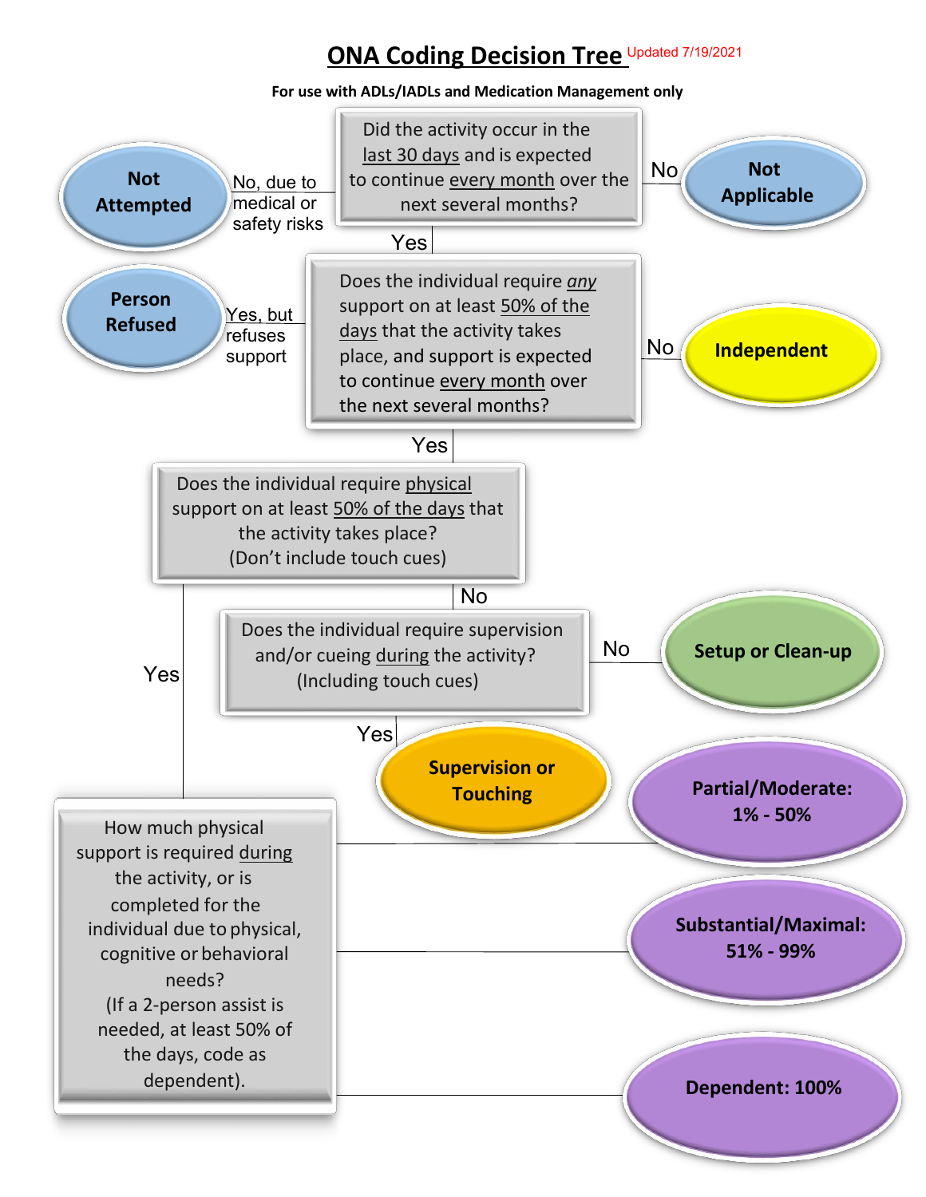# ONA Coding Decision Tree

Updated 7/19/2021

**For use with ADLs/IADLs and Medication Management only**

Did the activity occur in the last 30 days and is expected to continue every month over the next several months?

- No → **Not Applicable**
- No, due to medical or safety risks → **Not Attempted**
- Yes ↓

Does the individual require *any* support on at least 50% of the days that the activity takes place, and support is expected to continue every month over the next several months?

- No → **Independent**
- Yes, but refuses support → **Person Refused**
- Yes ↓

Does the individual require physical support on at least 50% of the days that the activity takes place? (Don't include touch cues)

- No ↓

  Does the individual require supervision and/or cueing during the activity? (Including touch cues)

  - No → **Setup or Clean-up**
  - Yes → **Supervision or Touching**

- Yes ↓

  How much physical support is required during the activity, or is completed for the individual due to physical, cognitive or behavioral needs? (If a 2-person assist is needed, at least 50% of the days, code as dependent).

  - **Partial/Moderate: 1% - 50%**
  - **Substantial/Maximal: 51% - 99%**
  - **Dependent: 100%**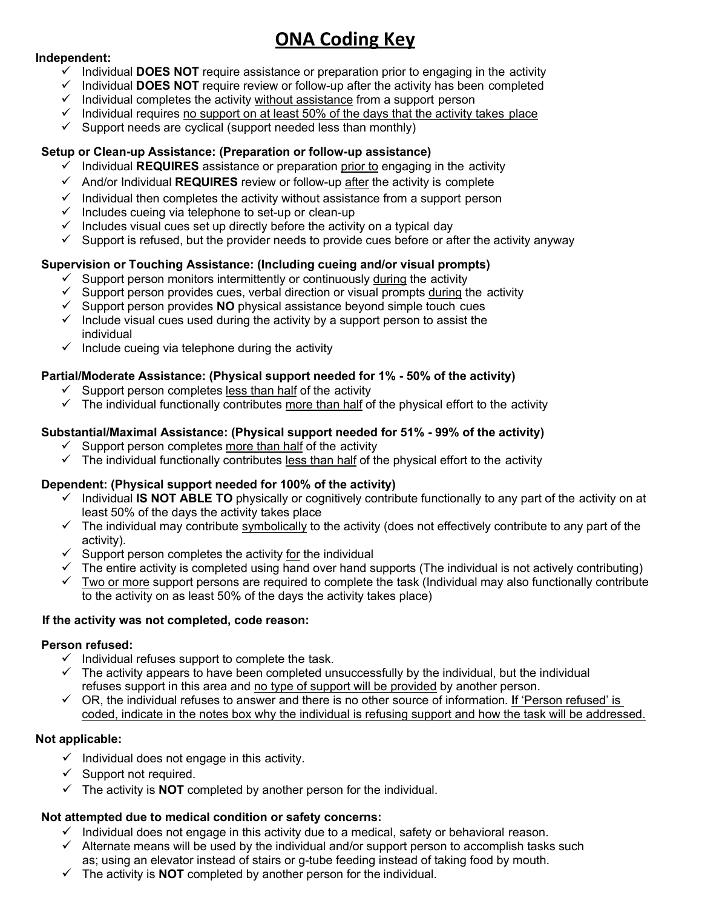# ONA Coding Key

**Independent:**

- ✓ Individual **DOES NOT** require assistance or preparation prior to engaging in the activity
- ✓ Individual **DOES NOT** require review or follow-up after the activity has been completed
- ✓ Individual completes the activity without assistance from a support person
- ✓ Individual requires no support on at least 50% of the days that the activity takes place
- ✓ Support needs are cyclical (support needed less than monthly)

**Setup or Clean-up Assistance: (Preparation or follow-up assistance)**

- ✓ Individual **REQUIRES** assistance or preparation prior to engaging in the activity
- ✓ And/or Individual **REQUIRES** review or follow-up after the activity is complete
- ✓ Individual then completes the activity without assistance from a support person
- ✓ Includes cueing via telephone to set-up or clean-up
- ✓ Includes visual cues set up directly before the activity on a typical day
- ✓ Support is refused, but the provider needs to provide cues before or after the activity anyway

**Supervision or Touching Assistance: (Including cueing and/or visual prompts)**

- ✓ Support person monitors intermittently or continuously during the activity
- ✓ Support person provides cues, verbal direction or visual prompts during the activity
- ✓ Support person provides **NO** physical assistance beyond simple touch cues
- ✓ Include visual cues used during the activity by a support person to assist the individual
- ✓ Include cueing via telephone during the activity

**Partial/Moderate Assistance: (Physical support needed for 1% - 50% of the activity)**

- ✓ Support person completes less than half of the activity
- ✓ The individual functionally contributes more than half of the physical effort to the activity

**Substantial/Maximal Assistance: (Physical support needed for 51% - 99% of the activity)**

- ✓ Support person completes more than half of the activity
- ✓ The individual functionally contributes less than half of the physical effort to the activity

**Dependent: (Physical support needed for 100% of the activity)**

- ✓ Individual **IS NOT ABLE TO** physically or cognitively contribute functionally to any part of the activity on at least 50% of the days the activity takes place
- ✓ The individual may contribute symbolically to the activity (does not effectively contribute to any part of the activity).
- ✓ Support person completes the activity for the individual
- ✓ The entire activity is completed using hand over hand supports (The individual is not actively contributing)
- ✓ Two or more support persons are required to complete the task (Individual may also functionally contribute to the activity on as least 50% of the days the activity takes place)

**If the activity was not completed, code reason:**

**Person refused:**

- ✓ Individual refuses support to complete the task.
- ✓ The activity appears to have been completed unsuccessfully by the individual, but the individual refuses support in this area and no type of support will be provided by another person.
- ✓ OR, the individual refuses to answer and there is no other source of information. If 'Person refused' is coded, indicate in the notes box why the individual is refusing support and how the task will be addressed.

**Not applicable:**

- ✓ Individual does not engage in this activity.
- ✓ Support not required.
- ✓ The activity is **NOT** completed by another person for the individual.

**Not attempted due to medical condition or safety concerns:**

- ✓ Individual does not engage in this activity due to a medical, safety or behavioral reason.
- ✓ Alternate means will be used by the individual and/or support person to accomplish tasks such as; using an elevator instead of stairs or g-tube feeding instead of taking food by mouth.
- ✓ The activity is **NOT** completed by another person for the individual.